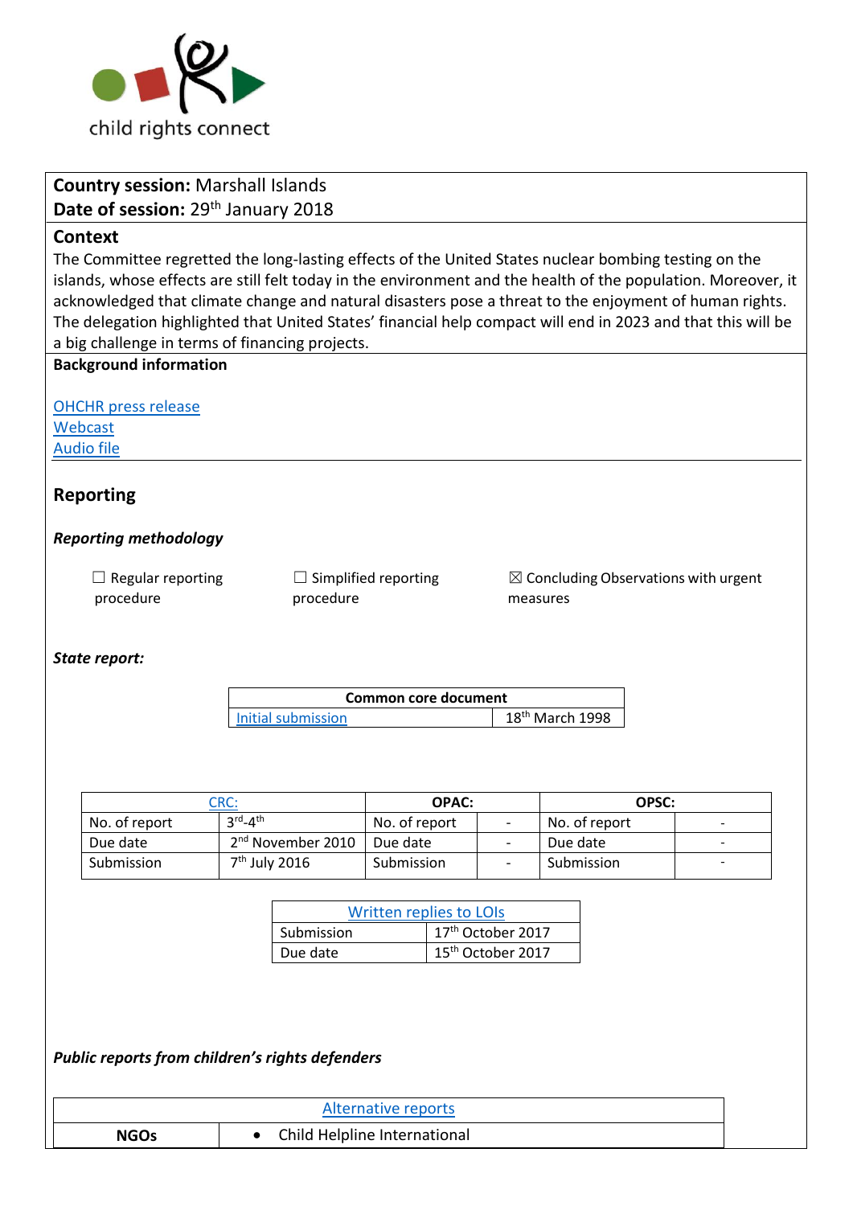**Country session:** Marshall Islands
**Date of session:** 29th January 2018

## Context

The Committee regretted the long-lasting effects of the United States nuclear bombing testing on the islands, whose effects are still felt today in the environment and the health of the population. Moreover, it acknowledged that climate change and natural disasters pose a threat to the enjoyment of human rights. The delegation highlighted that United States' financial help compact will end in 2023 and that this will be a big challenge in terms of financing projects.

**Background information**

OHCHR press release
Webcast
Audio file

## Reporting

### *Reporting methodology*

☐ Regular reporting procedure ☐ Simplified reporting procedure ☒ Concluding Observations with urgent measures

### *State report:*

| Common core document | |
|---|---|
| Initial submission | 18th March 1998 |

| CRC: | | OPAC: | | OPSC: | |
|---|---|---|---|---|---|
| No. of report | 3rd-4th | No. of report | - | No. of report | - |
| Due date | 2nd November 2010 | Due date | - | Due date | - |
| Submission | 7th July 2016 | Submission | - | Submission | - |

| Written replies to LOIs | |
|---|---|
| Submission | 17th October 2017 |
| Due date | 15th October 2017 |

### *Public reports from children's rights defenders*

| Alternative reports | |
|---|---|
| **NGOs** | • Child Helpline International |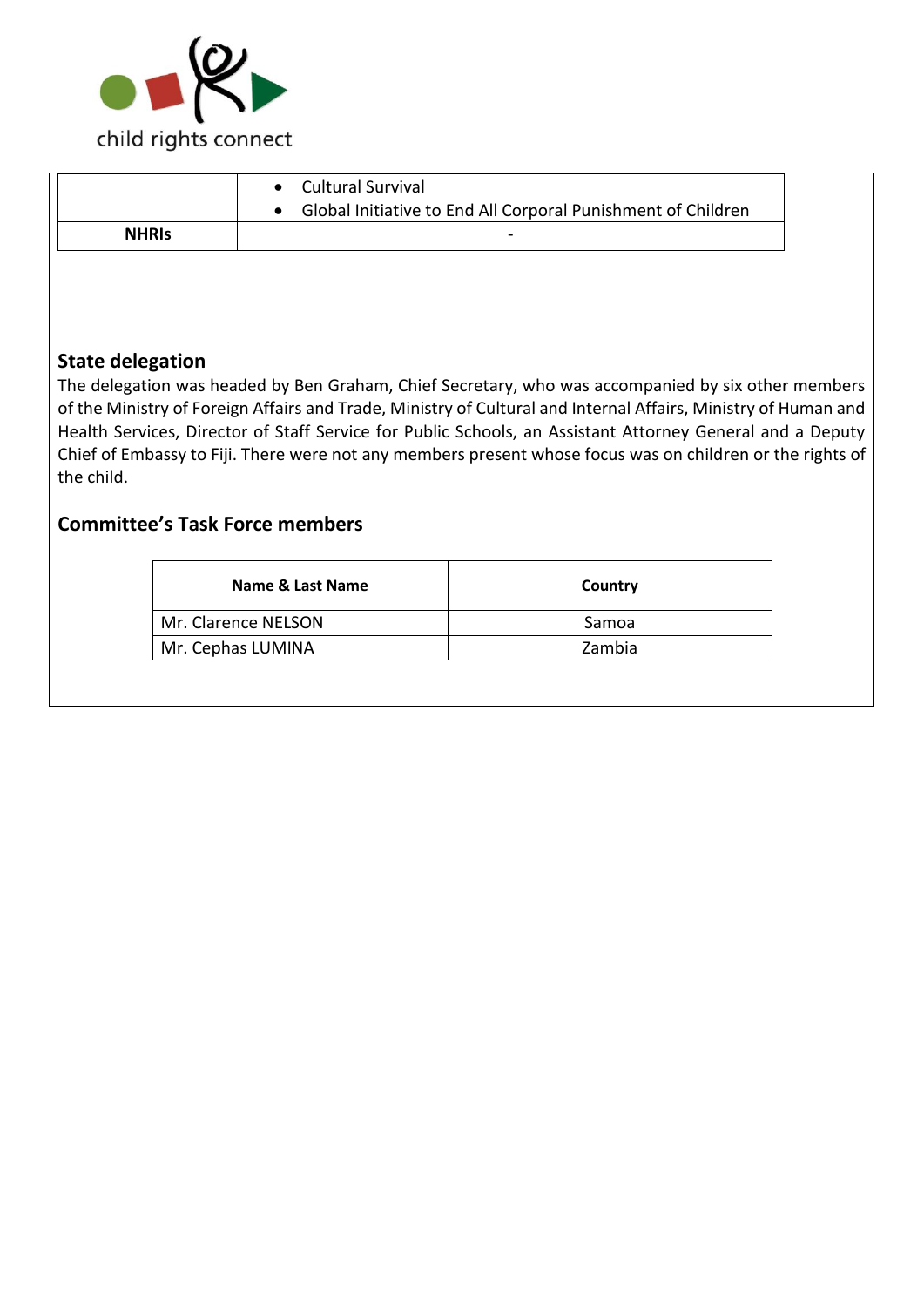| | |
|---|---|
| | • Cultural Survival<br>• Global Initiative to End All Corporal Punishment of Children |
| **NHRIs** | - |

## State delegation

The delegation was headed by Ben Graham, Chief Secretary, who was accompanied by six other members of the Ministry of Foreign Affairs and Trade, Ministry of Cultural and Internal Affairs, Ministry of Human and Health Services, Director of Staff Service for Public Schools, an Assistant Attorney General and a Deputy Chief of Embassy to Fiji. There were not any members present whose focus was on children or the rights of the child.

## Committee's Task Force members

| Name & Last Name | Country |
|---|---|
| Mr. Clarence NELSON | Samoa |
| Mr. Cephas LUMINA | Zambia |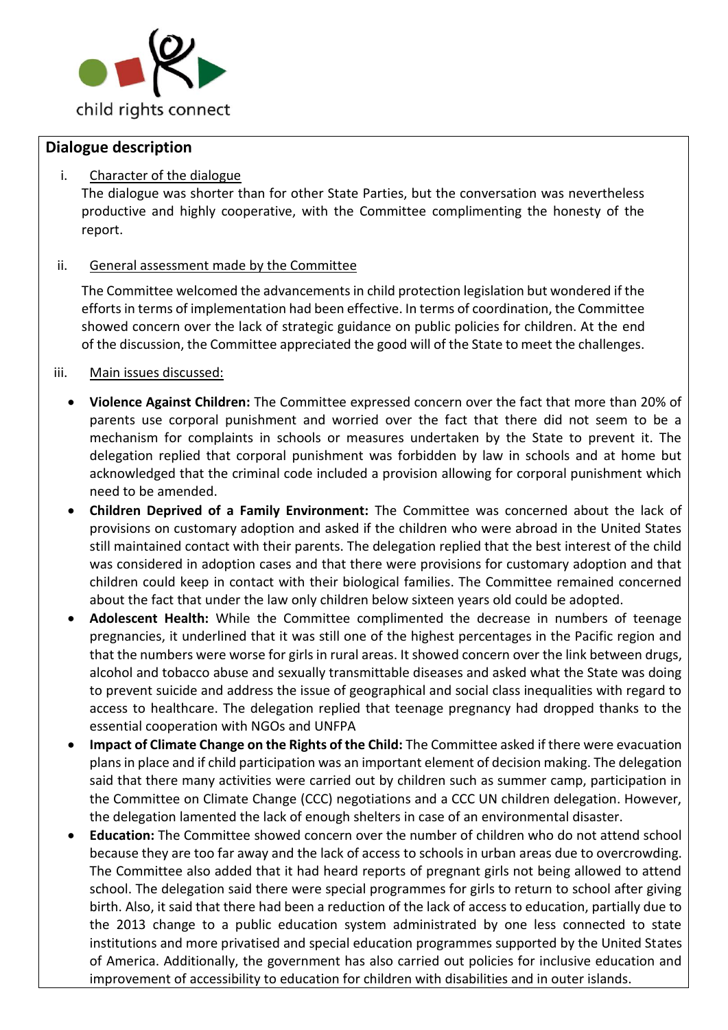## Dialogue description

i. Character of the dialogue

The dialogue was shorter than for other State Parties, but the conversation was nevertheless productive and highly cooperative, with the Committee complimenting the honesty of the report.

ii. General assessment made by the Committee

The Committee welcomed the advancements in child protection legislation but wondered if the efforts in terms of implementation had been effective. In terms of coordination, the Committee showed concern over the lack of strategic guidance on public policies for children. At the end of the discussion, the Committee appreciated the good will of the State to meet the challenges.

iii. Main issues discussed:

- **Violence Against Children:** The Committee expressed concern over the fact that more than 20% of parents use corporal punishment and worried over the fact that there did not seem to be a mechanism for complaints in schools or measures undertaken by the State to prevent it. The delegation replied that corporal punishment was forbidden by law in schools and at home but acknowledged that the criminal code included a provision allowing for corporal punishment which need to be amended.
- **Children Deprived of a Family Environment:** The Committee was concerned about the lack of provisions on customary adoption and asked if the children who were abroad in the United States still maintained contact with their parents. The delegation replied that the best interest of the child was considered in adoption cases and that there were provisions for customary adoption and that children could keep in contact with their biological families. The Committee remained concerned about the fact that under the law only children below sixteen years old could be adopted.
- **Adolescent Health:** While the Committee complimented the decrease in numbers of teenage pregnancies, it underlined that it was still one of the highest percentages in the Pacific region and that the numbers were worse for girls in rural areas. It showed concern over the link between drugs, alcohol and tobacco abuse and sexually transmittable diseases and asked what the State was doing to prevent suicide and address the issue of geographical and social class inequalities with regard to access to healthcare. The delegation replied that teenage pregnancy had dropped thanks to the essential cooperation with NGOs and UNFPA
- **Impact of Climate Change on the Rights of the Child:** The Committee asked if there were evacuation plans in place and if child participation was an important element of decision making. The delegation said that there many activities were carried out by children such as summer camp, participation in the Committee on Climate Change (CCC) negotiations and a CCC UN children delegation. However, the delegation lamented the lack of enough shelters in case of an environmental disaster.
- **Education:** The Committee showed concern over the number of children who do not attend school because they are too far away and the lack of access to schools in urban areas due to overcrowding. The Committee also added that it had heard reports of pregnant girls not being allowed to attend school. The delegation said there were special programmes for girls to return to school after giving birth. Also, it said that there had been a reduction of the lack of access to education, partially due to the 2013 change to a public education system administrated by one less connected to state institutions and more privatised and special education programmes supported by the United States of America. Additionally, the government has also carried out policies for inclusive education and improvement of accessibility to education for children with disabilities and in outer islands.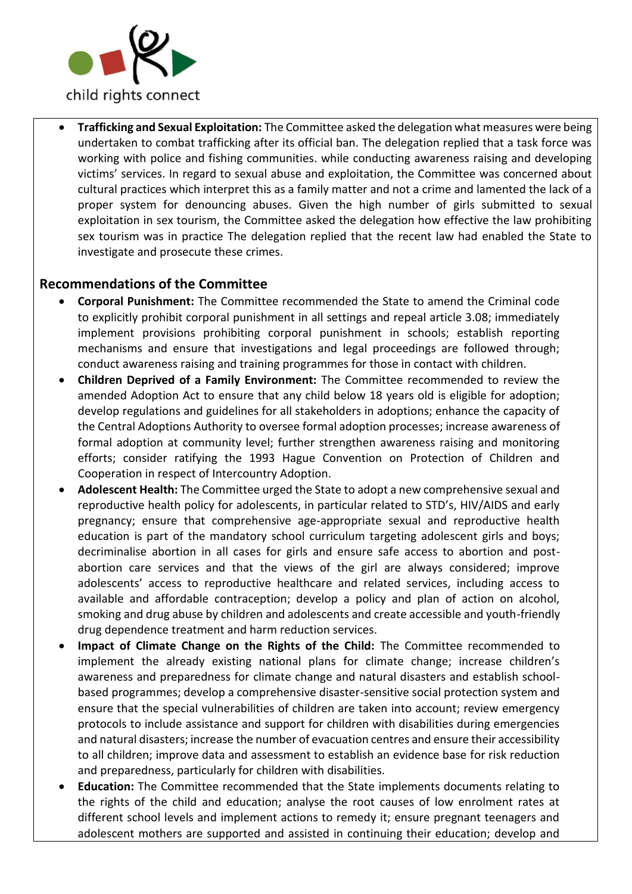- **Trafficking and Sexual Exploitation:** The Committee asked the delegation what measures were being undertaken to combat trafficking after its official ban. The delegation replied that a task force was working with police and fishing communities. while conducting awareness raising and developing victims' services. In regard to sexual abuse and exploitation, the Committee was concerned about cultural practices which interpret this as a family matter and not a crime and lamented the lack of a proper system for denouncing abuses. Given the high number of girls submitted to sexual exploitation in sex tourism, the Committee asked the delegation how effective the law prohibiting sex tourism was in practice The delegation replied that the recent law had enabled the State to investigate and prosecute these crimes.

## Recommendations of the Committee

- **Corporal Punishment:** The Committee recommended the State to amend the Criminal code to explicitly prohibit corporal punishment in all settings and repeal article 3.08; immediately implement provisions prohibiting corporal punishment in schools; establish reporting mechanisms and ensure that investigations and legal proceedings are followed through; conduct awareness raising and training programmes for those in contact with children.
- **Children Deprived of a Family Environment:** The Committee recommended to review the amended Adoption Act to ensure that any child below 18 years old is eligible for adoption; develop regulations and guidelines for all stakeholders in adoptions; enhance the capacity of the Central Adoptions Authority to oversee formal adoption processes; increase awareness of formal adoption at community level; further strengthen awareness raising and monitoring efforts; consider ratifying the 1993 Hague Convention on Protection of Children and Cooperation in respect of Intercountry Adoption.
- **Adolescent Health:** The Committee urged the State to adopt a new comprehensive sexual and reproductive health policy for adolescents, in particular related to STD's, HIV/AIDS and early pregnancy; ensure that comprehensive age-appropriate sexual and reproductive health education is part of the mandatory school curriculum targeting adolescent girls and boys; decriminalise abortion in all cases for girls and ensure safe access to abortion and post-abortion care services and that the views of the girl are always considered; improve adolescents' access to reproductive healthcare and related services, including access to available and affordable contraception; develop a policy and plan of action on alcohol, smoking and drug abuse by children and adolescents and create accessible and youth-friendly drug dependence treatment and harm reduction services.
- **Impact of Climate Change on the Rights of the Child:** The Committee recommended to implement the already existing national plans for climate change; increase children's awareness and preparedness for climate change and natural disasters and establish school-based programmes; develop a comprehensive disaster-sensitive social protection system and ensure that the special vulnerabilities of children are taken into account; review emergency protocols to include assistance and support for children with disabilities during emergencies and natural disasters; increase the number of evacuation centres and ensure their accessibility to all children; improve data and assessment to establish an evidence base for risk reduction and preparedness, particularly for children with disabilities.
- **Education:** The Committee recommended that the State implements documents relating to the rights of the child and education; analyse the root causes of low enrolment rates at different school levels and implement actions to remedy it; ensure pregnant teenagers and adolescent mothers are supported and assisted in continuing their education; develop and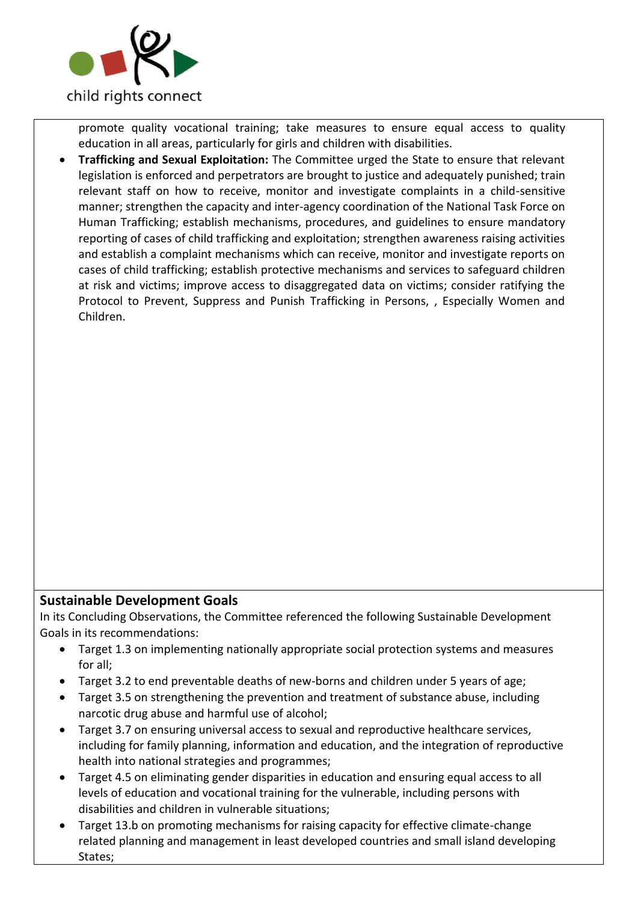promote quality vocational training; take measures to ensure equal access to quality education in all areas, particularly for girls and children with disabilities.

- **Trafficking and Sexual Exploitation:** The Committee urged the State to ensure that relevant legislation is enforced and perpetrators are brought to justice and adequately punished; train relevant staff on how to receive, monitor and investigate complaints in a child-sensitive manner; strengthen the capacity and inter-agency coordination of the National Task Force on Human Trafficking; establish mechanisms, procedures, and guidelines to ensure mandatory reporting of cases of child trafficking and exploitation; strengthen awareness raising activities and establish a complaint mechanisms which can receive, monitor and investigate reports on cases of child trafficking; establish protective mechanisms and services to safeguard children at risk and victims; improve access to disaggregated data on victims; consider ratifying the Protocol to Prevent, Suppress and Punish Trafficking in Persons, , Especially Women and Children.

## Sustainable Development Goals

In its Concluding Observations, the Committee referenced the following Sustainable Development Goals in its recommendations:

- Target 1.3 on implementing nationally appropriate social protection systems and measures for all;
- Target 3.2 to end preventable deaths of new-borns and children under 5 years of age;
- Target 3.5 on strengthening the prevention and treatment of substance abuse, including narcotic drug abuse and harmful use of alcohol;
- Target 3.7 on ensuring universal access to sexual and reproductive healthcare services, including for family planning, information and education, and the integration of reproductive health into national strategies and programmes;
- Target 4.5 on eliminating gender disparities in education and ensuring equal access to all levels of education and vocational training for the vulnerable, including persons with disabilities and children in vulnerable situations;
- Target 13.b on promoting mechanisms for raising capacity for effective climate-change related planning and management in least developed countries and small island developing States;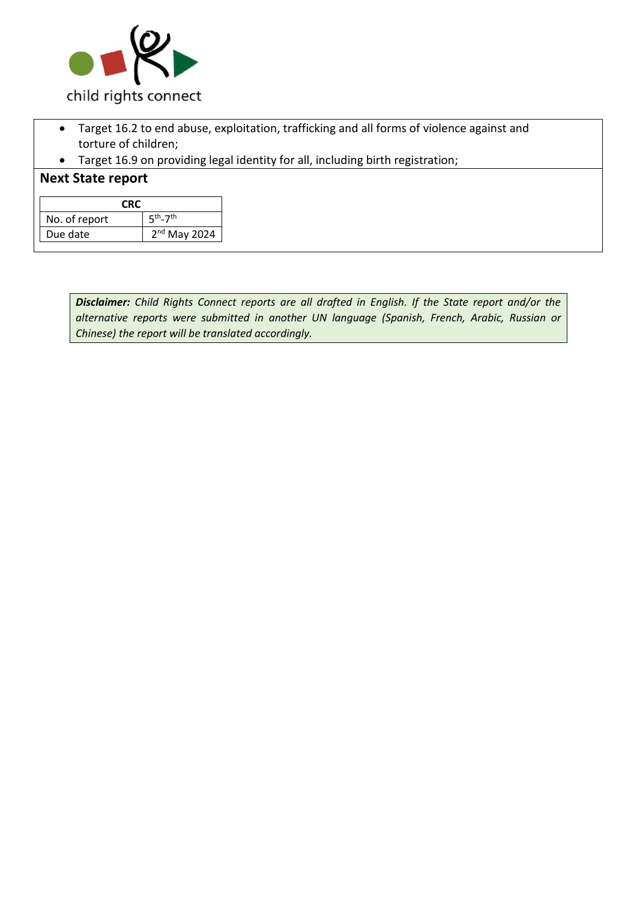- Target 16.2 to end abuse, exploitation, trafficking and all forms of violence against and torture of children;
- Target 16.9 on providing legal identity for all, including birth registration;

## Next State report

| CRC | |
|---|---|
| No. of report | 5th-7th |
| Due date | 2nd May 2024 |

***Disclaimer:*** *Child Rights Connect reports are all drafted in English. If the State report and/or the alternative reports were submitted in another UN language (Spanish, French, Arabic, Russian or Chinese) the report will be translated accordingly.*